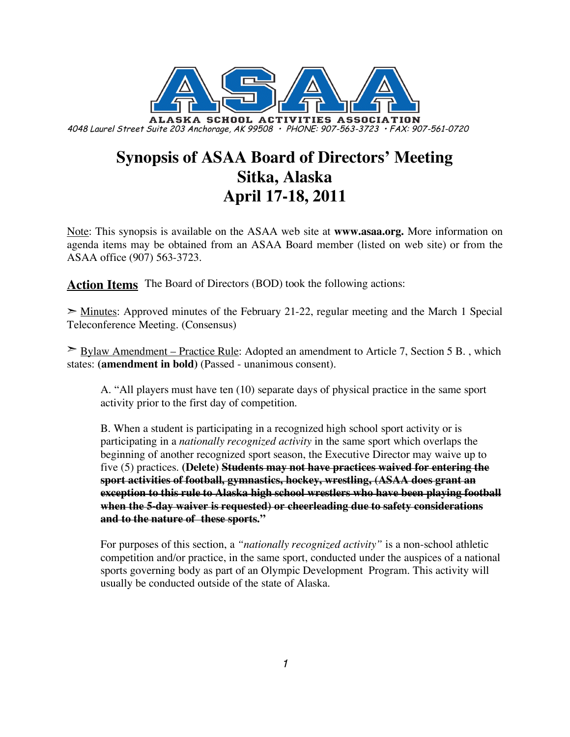**ALASKA SCHOOL ACTIVITIES ASSOCIATION**

4048 Laurel Street Suite 203 Anchorage, AK 99508 • PHONE: 907-563-3723 • FAX: 907-561-0720

# Synopsis of ASAA Board of Directors' Meeting
# Sitka, Alaska
# April 17-18, 2011

Note: This synopsis is available on the ASAA web site at **www.asaa.org.** More information on agenda items may be obtained from an ASAA Board member (listed on web site) or from the ASAA office (907) 563-3723.

## Action Items

The Board of Directors (BOD) took the following actions:

➢ Minutes: Approved minutes of the February 21-22, regular meeting and the March 1 Special Teleconference Meeting. (Consensus)

➢ Bylaw Amendment – Practice Rule: Adopted an amendment to Article 7, Section 5 B. , which states: **(amendment in bold)** (Passed - unanimous consent).

> A. "All players must have ten (10) separate days of physical practice in the same sport activity prior to the first day of competition.
>
> B. When a student is participating in a recognized high school sport activity or is participating in a *nationally recognized activity* in the same sport which overlaps the beginning of another recognized sport season, the Executive Director may waive up to five (5) practices. **(Delete) ~~Students may not have practices waived for entering the sport activities of football, gymnastics, hockey, wrestling, (ASAA does grant an exception to this rule to Alaska high school wrestlers who have been playing football when the 5-day waiver is requested) or cheerleading due to safety considerations and to the nature of these sports."~~**
>
> For purposes of this section, a *"nationally recognized activity"* is a non-school athletic competition and/or practice, in the same sport, conducted under the auspices of a national sports governing body as part of an Olympic Development Program. This activity will usually be conducted outside of the state of Alaska.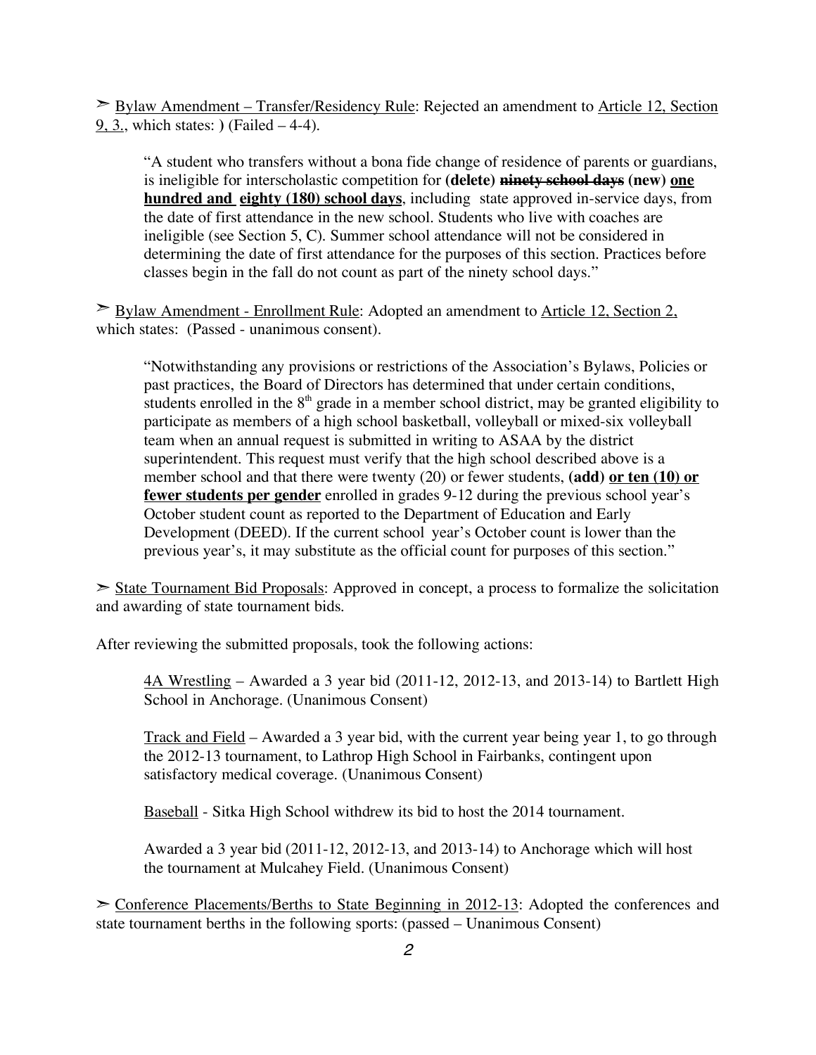➣ <u>Bylaw Amendment – Transfer/Residency Rule</u>: Rejected an amendment to <u>Article 12, Section 9, 3.</u>, which states: **)** (Failed – 4-4).

> "A student who transfers without a bona fide change of residence of parents or guardians, is ineligible for interscholastic competition for **(delete)** ~~**ninety school days**~~ **(new)** **<u>one hundred and eighty (180) school days</u>**, including state approved in-service days, from the date of first attendance in the new school. Students who live with coaches are ineligible (see Section 5, C). Summer school attendance will not be considered in determining the date of first attendance for the purposes of this section. Practices before classes begin in the fall do not count as part of the ninety school days."

➣ <u>Bylaw Amendment - Enrollment Rule</u>: Adopted an amendment to <u>Article 12, Section 2,</u> which states: (Passed - unanimous consent).

> "Notwithstanding any provisions or restrictions of the Association's Bylaws, Policies or past practices, the Board of Directors has determined that under certain conditions, students enrolled in the 8th grade in a member school district, may be granted eligibility to participate as members of a high school basketball, volleyball or mixed-six volleyball team when an annual request is submitted in writing to ASAA by the district superintendent. This request must verify that the high school described above is a member school and that there were twenty (20) or fewer students, **(add)** **<u>or ten (10) or fewer students per gender</u>** enrolled in grades 9-12 during the previous school year's October student count as reported to the Department of Education and Early Development (DEED). If the current school year's October count is lower than the previous year's, it may substitute as the official count for purposes of this section."

➣ <u>State Tournament Bid Proposals</u>: Approved in concept, a process to formalize the solicitation and awarding of state tournament bids.

After reviewing the submitted proposals, took the following actions:

> <u>4A Wrestling</u> – Awarded a 3 year bid (2011-12, 2012-13, and 2013-14) to Bartlett High School in Anchorage. (Unanimous Consent)
>
> <u>Track and Field</u> – Awarded a 3 year bid, with the current year being year 1, to go through the 2012-13 tournament, to Lathrop High School in Fairbanks, contingent upon satisfactory medical coverage. (Unanimous Consent)
>
> <u>Baseball</u> - Sitka High School withdrew its bid to host the 2014 tournament.
>
> Awarded a 3 year bid (2011-12, 2012-13, and 2013-14) to Anchorage which will host the tournament at Mulcahey Field. (Unanimous Consent)

➣ <u>Conference Placements/Berths to State Beginning in 2012-13</u>: Adopted the conferences and state tournament berths in the following sports: (passed – Unanimous Consent)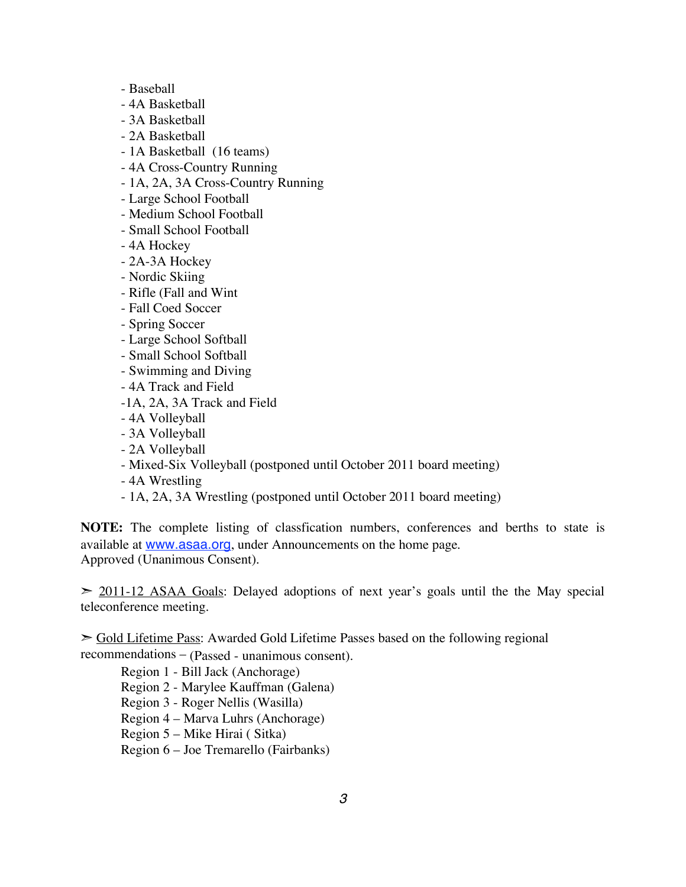- Baseball
- 4A Basketball
- 3A Basketball
- 2A Basketball
- 1A Basketball (16 teams)
- 4A Cross-Country Running
- 1A, 2A, 3A Cross-Country Running
- Large School Football
- Medium School Football
- Small School Football
- 4A Hockey
- 2A-3A Hockey
- Nordic Skiing
- Rifle (Fall and Wint
- Fall Coed Soccer
- Spring Soccer
- Large School Softball
- Small School Softball
- Swimming and Diving
- 4A Track and Field
- 1A, 2A, 3A Track and Field
- 4A Volleyball
- 3A Volleyball
- 2A Volleyball
- Mixed-Six Volleyball (postponed until October 2011 board meeting)
- 4A Wrestling
- 1A, 2A, 3A Wrestling (postponed until October 2011 board meeting)

**NOTE:** The complete listing of classfication numbers, conferences and berths to state is available at www.asaa.org, under Announcements on the home page.
Approved (Unanimous Consent).

➢ <u>2011-12 ASAA Goals</u>: Delayed adoptions of next year's goals until the the May special teleconference meeting.

➢ <u>Gold Lifetime Pass</u>: Awarded Gold Lifetime Passes based on the following regional recommendations – (Passed - unanimous consent).

Region 1 - Bill Jack (Anchorage)
Region 2 - Marylee Kauffman (Galena)
Region 3 - Roger Nellis (Wasilla)
Region 4 – Marva Luhrs (Anchorage)
Region 5 – Mike Hirai ( Sitka)
Region 6 – Joe Tremarello (Fairbanks)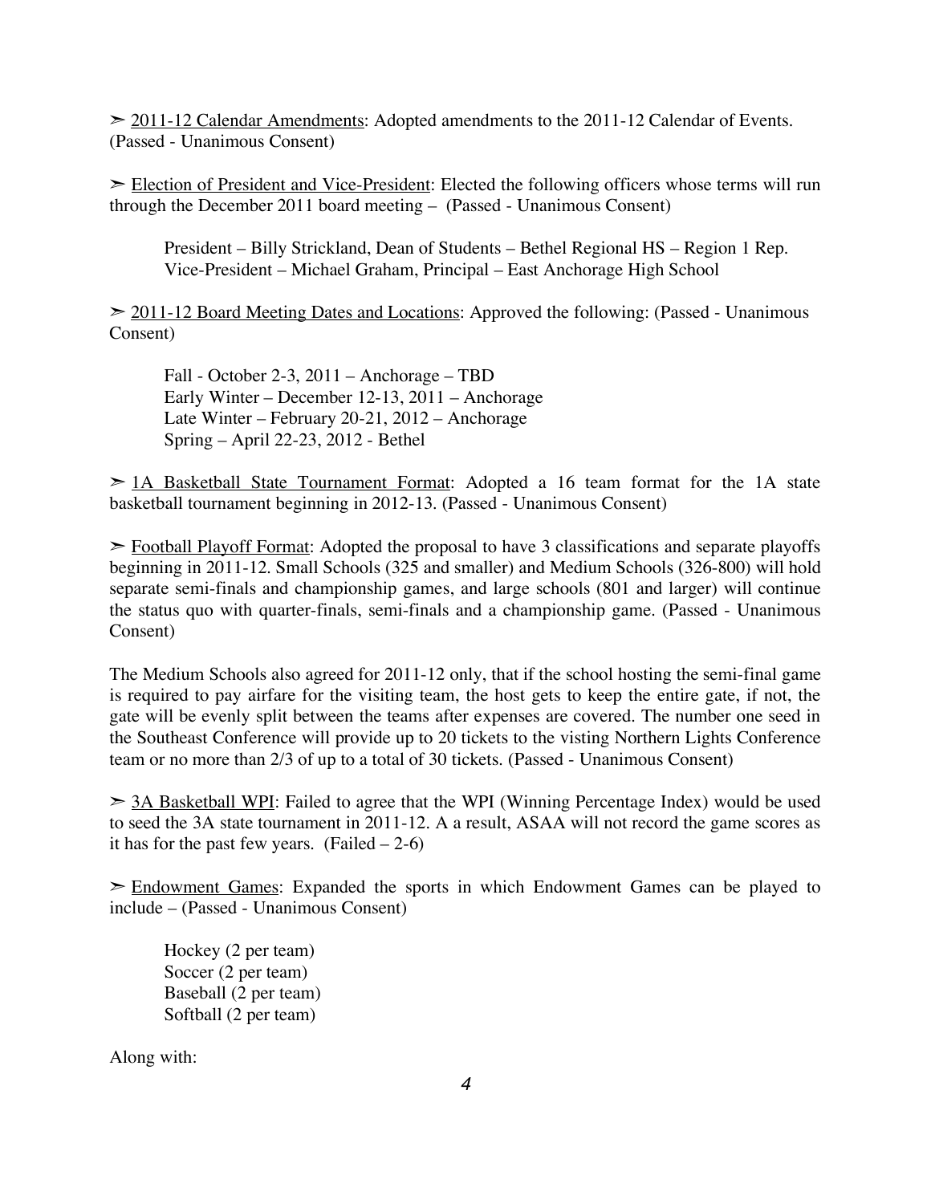➢ <u>2011-12 Calendar Amendments</u>: Adopted amendments to the 2011-12 Calendar of Events. (Passed - Unanimous Consent)

➢ <u>Election of President and Vice-President</u>: Elected the following officers whose terms will run through the December 2011 board meeting – (Passed - Unanimous Consent)

President – Billy Strickland, Dean of Students – Bethel Regional HS – Region 1 Rep.
Vice-President – Michael Graham, Principal – East Anchorage High School

➢ <u>2011-12 Board Meeting Dates and Locations</u>: Approved the following: (Passed - Unanimous Consent)

Fall - October 2-3, 2011 – Anchorage – TBD
Early Winter – December 12-13, 2011 – Anchorage
Late Winter – February 20-21, 2012 – Anchorage
Spring – April 22-23, 2012 - Bethel

➢ <u>1A Basketball State Tournament Format</u>: Adopted a 16 team format for the 1A state basketball tournament beginning in 2012-13. (Passed - Unanimous Consent)

➢ <u>Football Playoff Format</u>: Adopted the proposal to have 3 classifications and separate playoffs beginning in 2011-12. Small Schools (325 and smaller) and Medium Schools (326-800) will hold separate semi-finals and championship games, and large schools (801 and larger) will continue the status quo with quarter-finals, semi-finals and a championship game. (Passed - Unanimous Consent)

The Medium Schools also agreed for 2011-12 only, that if the school hosting the semi-final game is required to pay airfare for the visiting team, the host gets to keep the entire gate, if not, the gate will be evenly split between the teams after expenses are covered. The number one seed in the Southeast Conference will provide up to 20 tickets to the visting Northern Lights Conference team or no more than 2/3 of up to a total of 30 tickets. (Passed - Unanimous Consent)

➢ <u>3A Basketball WPI</u>: Failed to agree that the WPI (Winning Percentage Index) would be used to seed the 3A state tournament in 2011-12. A a result, ASAA will not record the game scores as it has for the past few years. (Failed – 2-6)

➢ <u>Endowment Games</u>: Expanded the sports in which Endowment Games can be played to include – (Passed - Unanimous Consent)

Hockey (2 per team)
Soccer (2 per team)
Baseball (2 per team)
Softball (2 per team)

Along with: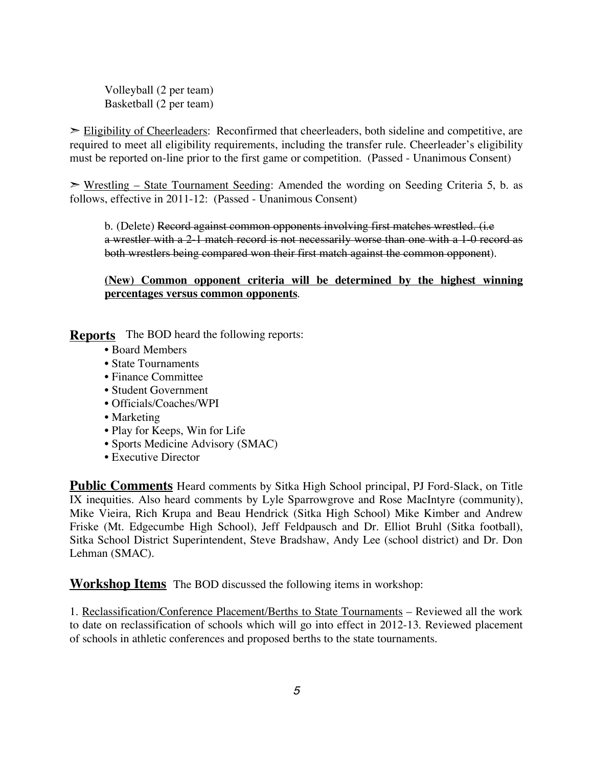Volleyball (2 per team)
Basketball (2 per team)

➢ Eligibility of Cheerleaders: Reconfirmed that cheerleaders, both sideline and competitive, are required to meet all eligibility requirements, including the transfer rule. Cheerleader's eligibility must be reported on-line prior to the first game or competition. (Passed - Unanimous Consent)

➢ Wrestling – State Tournament Seeding: Amended the wording on Seeding Criteria 5, b. as follows, effective in 2011-12: (Passed - Unanimous Consent)

> b. (Delete) ~~Record against common opponents involving first matches wrestled. (i.e a wrestler with a 2-1 match record is not necessarily worse than one with a 1-0 record as both wrestlers being compared won their first match against the common opponent~~).
>
> **(New) Common opponent criteria will be determined by the highest winning percentages versus common opponents**.

## Reports

The BOD heard the following reports:

- Board Members
- State Tournaments
- Finance Committee
- Student Government
- Officials/Coaches/WPI
- Marketing
- Play for Keeps, Win for Life
- Sports Medicine Advisory (SMAC)
- Executive Director

## Public Comments

Heard comments by Sitka High School principal, PJ Ford-Slack, on Title IX inequities. Also heard comments by Lyle Sparrowgrove and Rose MacIntyre (community), Mike Vieira, Rich Krupa and Beau Hendrick (Sitka High School) Mike Kimber and Andrew Friske (Mt. Edgecumbe High School), Jeff Feldpausch and Dr. Elliot Bruhl (Sitka football), Sitka School District Superintendent, Steve Bradshaw, Andy Lee (school district) and Dr. Don Lehman (SMAC).

## Workshop Items

The BOD discussed the following items in workshop:

1. Reclassification/Conference Placement/Berths to State Tournaments – Reviewed all the work to date on reclassification of schools which will go into effect in 2012-13. Reviewed placement of schools in athletic conferences and proposed berths to the state tournaments.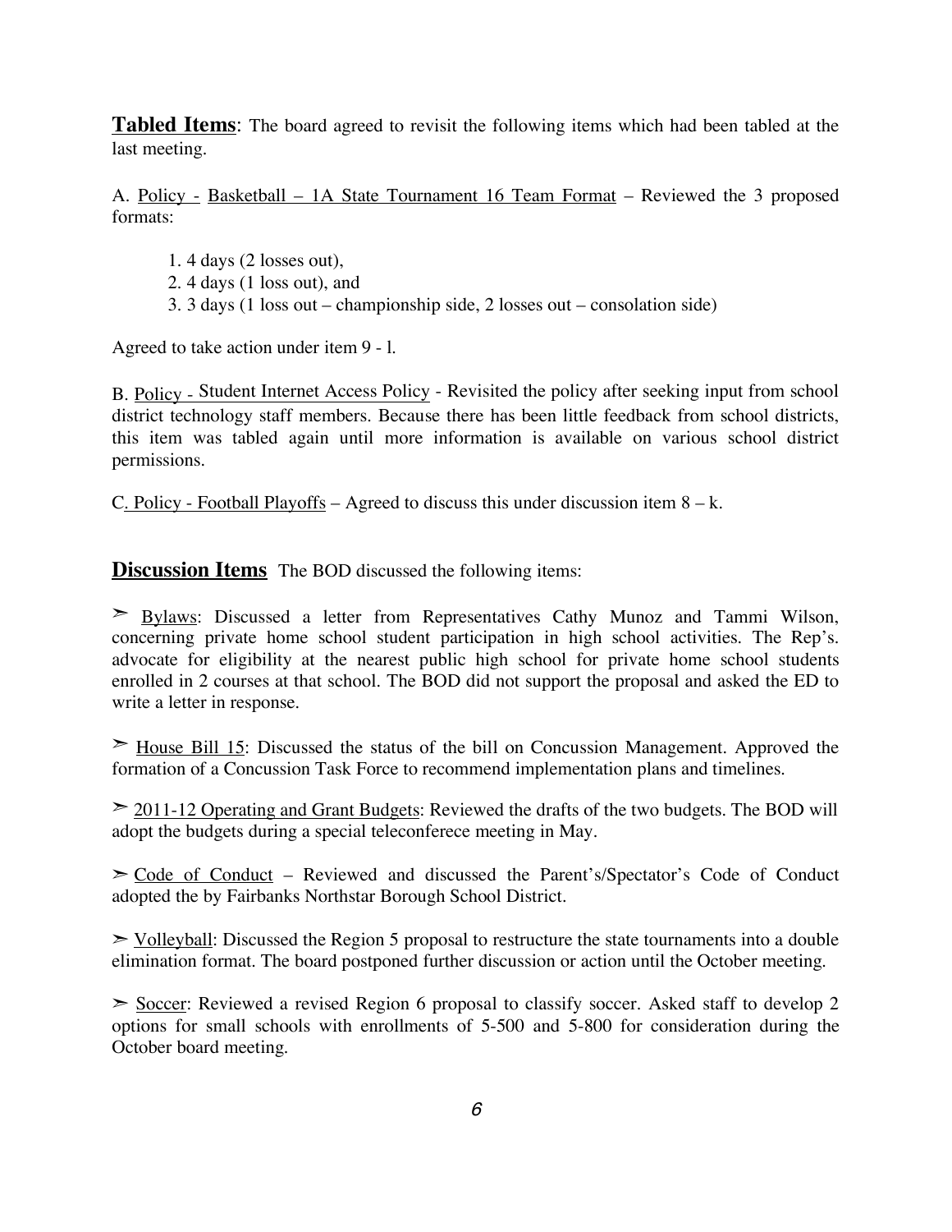**Tabled Items**: The board agreed to revisit the following items which had been tabled at the last meeting.

A. <u>Policy -</u> <u>Basketball – 1A State Tournament 16 Team Format</u> – Reviewed the 3 proposed formats:

1. 4 days (2 losses out),
2. 4 days (1 loss out), and
3. 3 days (1 loss out – championship side, 2 losses out – consolation side)

Agreed to take action under item 9 - l.

B. <u>Policy -</u> <u>Student Internet Access Policy</u> - Revisited the policy after seeking input from school district technology staff members. Because there has been little feedback from school districts, this item was tabled again until more information is available on various school district permissions.

C<u>. Policy - Football Playoffs</u> – Agreed to discuss this under discussion item 8 – k.

**Discussion Items** The BOD discussed the following items:

➣ <u>Bylaws</u>: Discussed a letter from Representatives Cathy Munoz and Tammi Wilson, concerning private home school student participation in high school activities. The Rep's. advocate for eligibility at the nearest public high school for private home school students enrolled in 2 courses at that school. The BOD did not support the proposal and asked the ED to write a letter in response.

➣ <u>House Bill 15</u>: Discussed the status of the bill on Concussion Management. Approved the formation of a Concussion Task Force to recommend implementation plans and timelines.

➣ <u>2011-12 Operating and Grant Budgets</u>: Reviewed the drafts of the two budgets. The BOD will adopt the budgets during a special teleconferece meeting in May.

➣ <u>Code of Conduct</u> – Reviewed and discussed the Parent's/Spectator's Code of Conduct adopted the by Fairbanks Northstar Borough School District.

➣ <u>Volleyball</u>: Discussed the Region 5 proposal to restructure the state tournaments into a double elimination format. The board postponed further discussion or action until the October meeting.

➣ <u>Soccer</u>: Reviewed a revised Region 6 proposal to classify soccer. Asked staff to develop 2 options for small schools with enrollments of 5-500 and 5-800 for consideration during the October board meeting.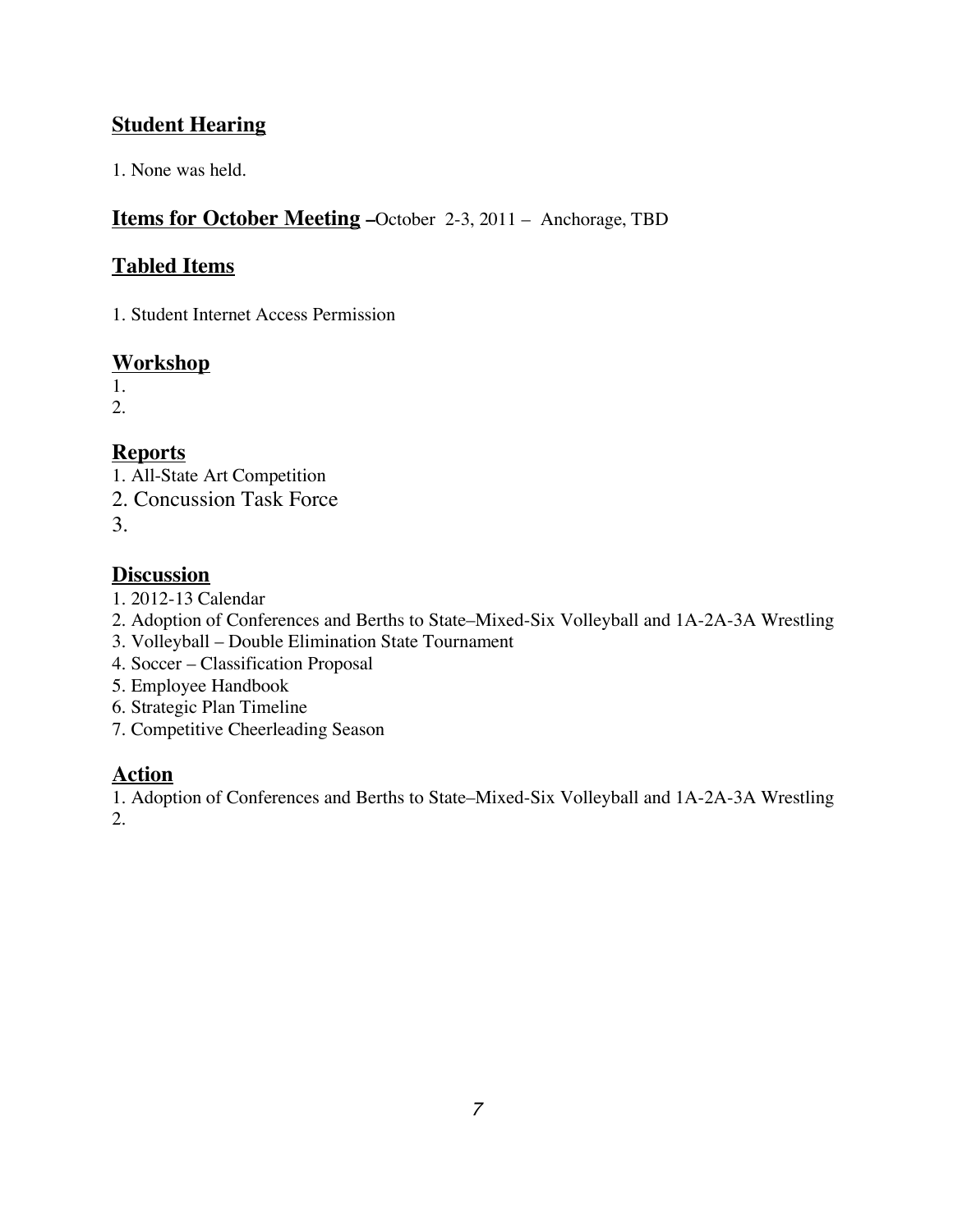## Student Hearing

1. None was held.

## Items for October Meeting –October 2-3, 2011 – Anchorage, TBD

## Tabled Items

1. Student Internet Access Permission

## Workshop

1.
2.

## Reports

1. All-State Art Competition
2. Concussion Task Force
3.

## Discussion

1. 2012-13 Calendar
2. Adoption of Conferences and Berths to State–Mixed-Six Volleyball and 1A-2A-3A Wrestling
3. Volleyball – Double Elimination State Tournament
4. Soccer – Classification Proposal
5. Employee Handbook
6. Strategic Plan Timeline
7. Competitive Cheerleading Season

## Action

1. Adoption of Conferences and Berths to State–Mixed-Six Volleyball and 1A-2A-3A Wrestling
2.